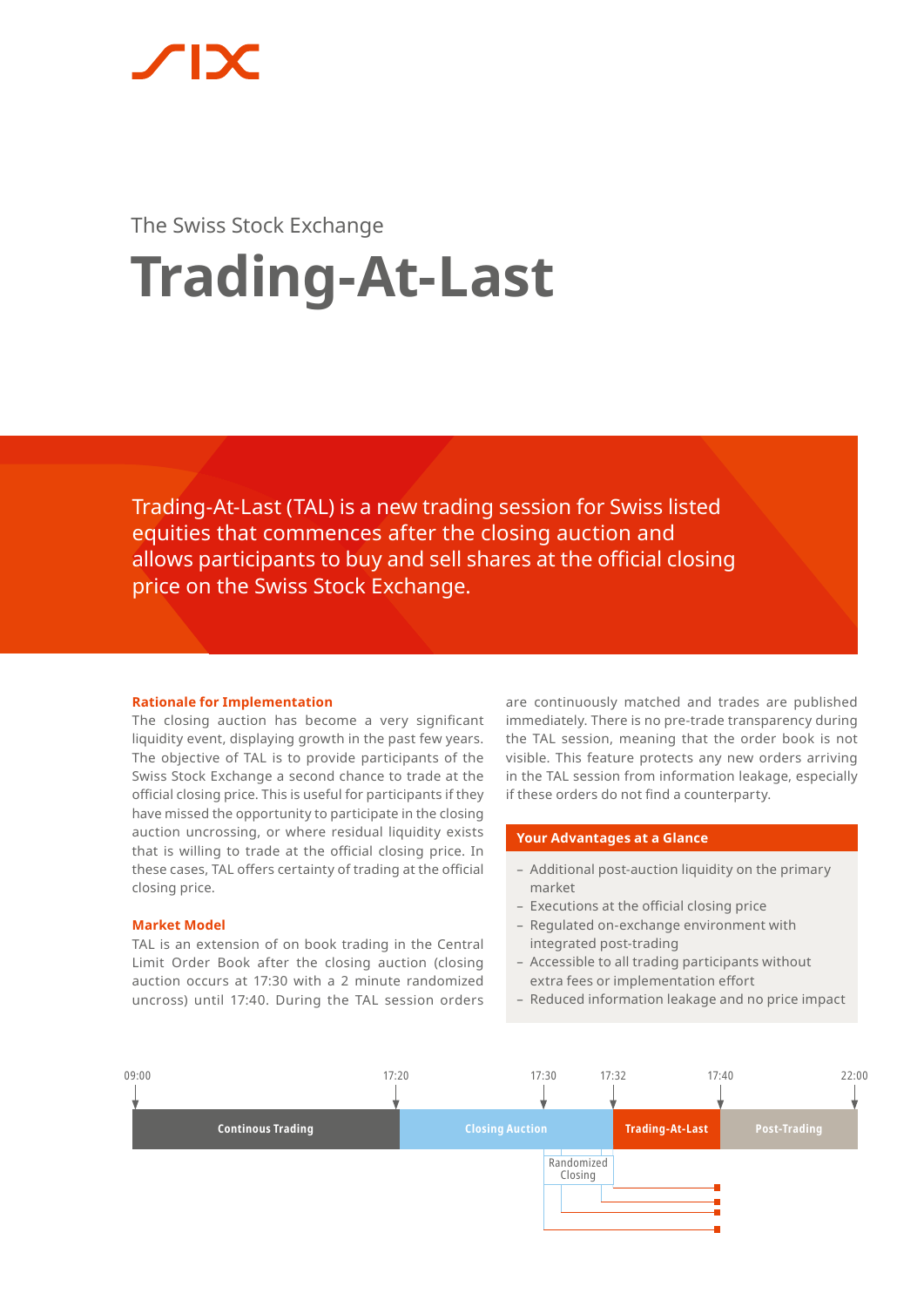The Swiss Stock Exchange

# Trading-At-Last

Trading-At-Last (TAL) is a new trading session for Swiss listed equities that commences after the closing auction and allows participants to buy and sell shares at the official closing price on the Swiss Stock Exchange.

### Rationale for Implementation

The closing auction has become a very significant liquidity event, displaying growth in the past few years. The objective of TAL is to provide participants of the Swiss Stock Exchange a second chance to trade at the official closing price. This is useful for participants if they have missed the opportunity to participate in the closing auction uncrossing, or where residual liquidity exists that is willing to trade at the official closing price. In these cases, TAL offers certainty of trading at the official closing price.

### Market Model

TAL is an extension of on book trading in the Central Limit Order Book after the closing auction (closing auction occurs at 17:30 with a 2 minute randomized uncross) until 17:40. During the TAL session orders are continuously matched and trades are published immediately. There is no pre-trade transparency during the TAL session, meaning that the order book is not visible. This feature protects any new orders arriving in the TAL session from information leakage, especially if these orders do not find a counterparty.

### Your Advantages at a Glance

- Additional post-auction liquidity on the primary market
- Executions at the official closing price
- Regulated on-exchange environment with integrated post-trading
- Accessible to all trading participants without extra fees or implementation effort
- Reduced information leakage and no price impact

09:00
17:20
17:30
17:32
17:40
22:00
Continous Trading
Closing Auction
Trading-At-Last
Post-Trading
Randomized Closing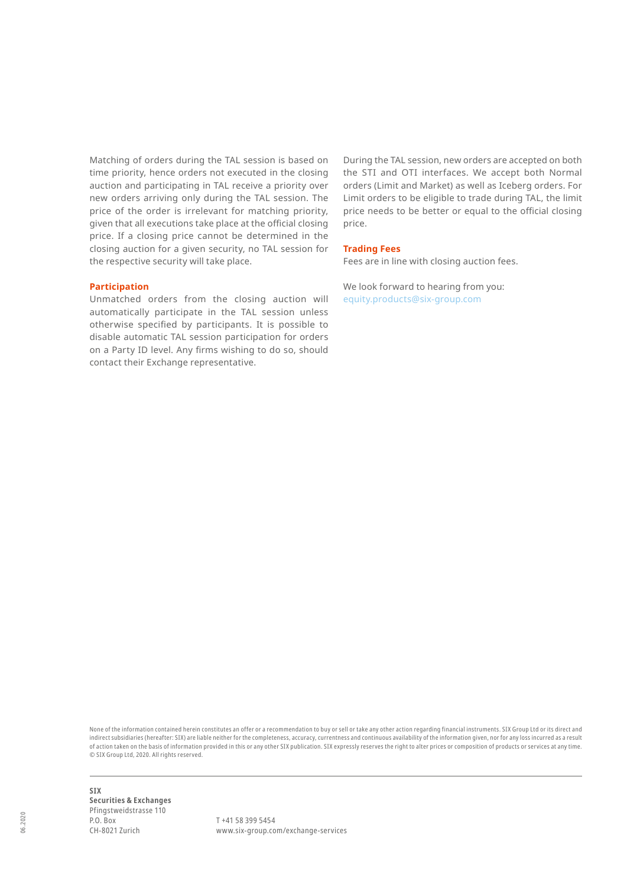Matching of orders during the TAL session is based on time priority, hence orders not executed in the closing auction and participating in TAL receive a priority over new orders arriving only during the TAL session. The price of the order is irrelevant for matching priority, given that all executions take place at the official closing price. If a closing price cannot be determined in the closing auction for a given security, no TAL session for the respective security will take place.

**Participation**

Unmatched orders from the closing auction will automatically participate in the TAL session unless otherwise specified by participants. It is possible to disable automatic TAL session participation for orders on a Party ID level. Any firms wishing to do so, should contact their Exchange representative.

During the TAL session, new orders are accepted on both the STI and OTI interfaces. We accept both Normal orders (Limit and Market) as well as Iceberg orders. For Limit orders to be eligible to trade during TAL, the limit price needs to be better or equal to the official closing price.

**Trading Fees**

Fees are in line with closing auction fees.

We look forward to hearing from you:
equity.products@six-group.com

None of the information contained herein constitutes an offer or a recommendation to buy or sell or take any other action regarding financial instruments. SIX Group Ltd or its direct and indirect subsidiaries (hereafter: SIX) are liable neither for the completeness, accuracy, currentness and continuous availability of the information given, nor for any loss incurred as a result of action taken on the basis of information provided in this or any other SIX publication. SIX expressly reserves the right to alter prices or composition of products or services at any time.
© SIX Group Ltd, 2020. All rights reserved.

**SIX**
**Securities & Exchanges**
Pfingstweidstrasse 110
P.O. Box
CH-8021 Zurich

T +41 58 399 5454
www.six-group.com/exchange-services

06.2020